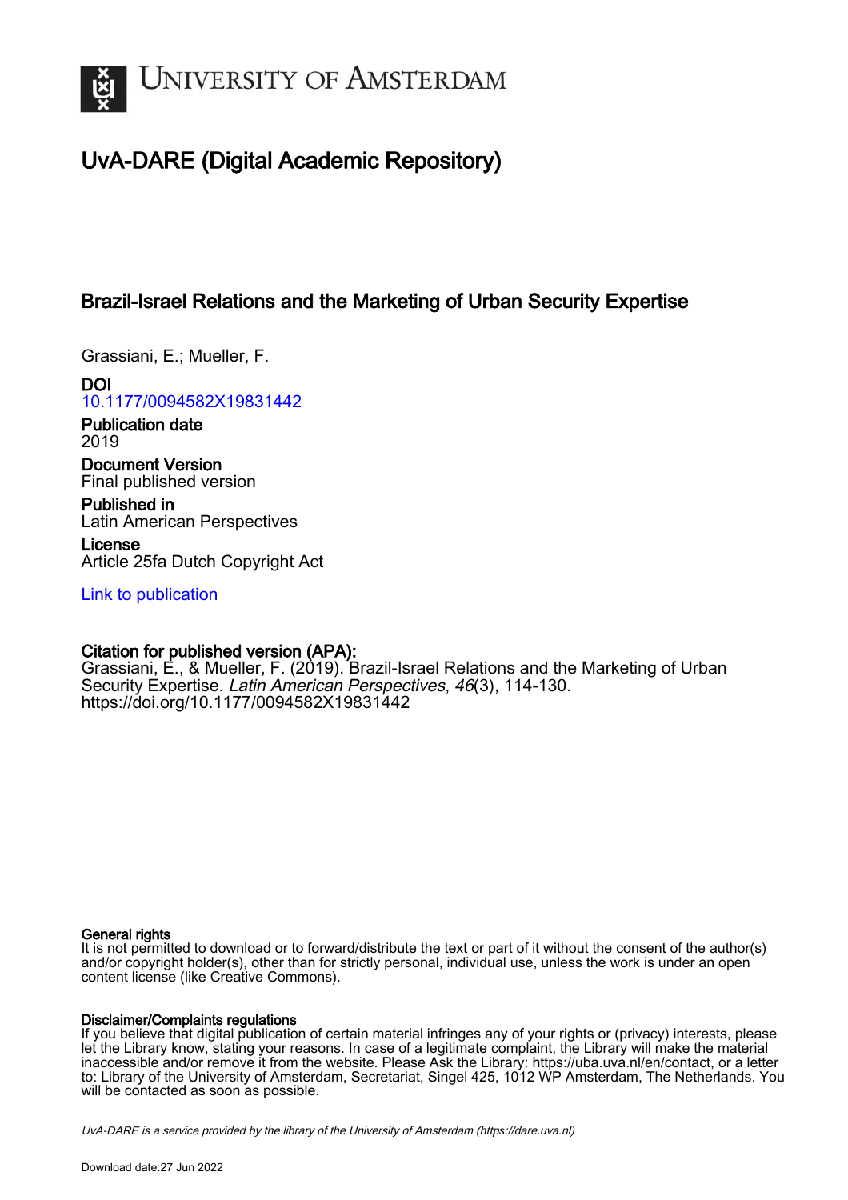# UvA-DARE (Digital Academic Repository)

## Brazil-Israel Relations and the Marketing of Urban Security Expertise

Grassiani, E.; Mueller, F.

**DOI**
10.1177/0094582X19831442

**Publication date**
2019

**Document Version**
Final published version

**Published in**
Latin American Perspectives

**License**
Article 25fa Dutch Copyright Act

Link to publication

**Citation for published version (APA):**
Grassiani, E., & Mueller, F. (2019). Brazil-Israel Relations and the Marketing of Urban Security Expertise. *Latin American Perspectives*, *46*(3), 114-130. https://doi.org/10.1177/0094582X19831442

**General rights**
It is not permitted to download or to forward/distribute the text or part of it without the consent of the author(s) and/or copyright holder(s), other than for strictly personal, individual use, unless the work is under an open content license (like Creative Commons).

**Disclaimer/Complaints regulations**
If you believe that digital publication of certain material infringes any of your rights or (privacy) interests, please let the Library know, stating your reasons. In case of a legitimate complaint, the Library will make the material inaccessible and/or remove it from the website. Please Ask the Library: https://uba.uva.nl/en/contact, or a letter to: Library of the University of Amsterdam, Secretariat, Singel 425, 1012 WP Amsterdam, The Netherlands. You will be contacted as soon as possible.

*UvA-DARE is a service provided by the library of the University of Amsterdam (https://dare.uva.nl)*

Download date:27 Jun 2022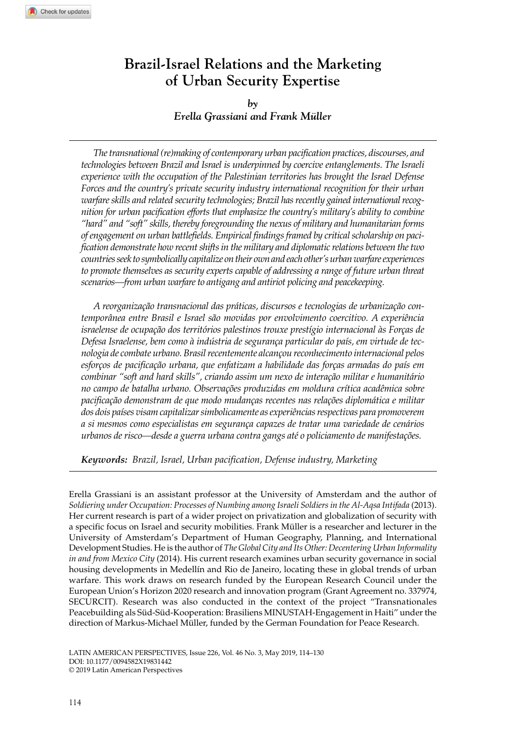# Brazil-Israel Relations and the Marketing of Urban Security Expertise

*by*
*Erella Grassiani and Frank Müller*

*The transnational (re)making of contemporary urban pacification practices, discourses, and technologies between Brazil and Israel is underpinned by coercive entanglements. The Israeli experience with the occupation of the Palestinian territories has brought the Israel Defense Forces and the country's private security industry international recognition for their urban warfare skills and related security technologies; Brazil has recently gained international recognition for urban pacification efforts that emphasize the country's military's ability to combine "hard" and "soft" skills, thereby foregrounding the nexus of military and humanitarian forms of engagement on urban battlefields. Empirical findings framed by critical scholarship on pacification demonstrate how recent shifts in the military and diplomatic relations between the two countries seek to symbolically capitalize on their own and each other's urban warfare experiences to promote themselves as security experts capable of addressing a range of future urban threat scenarios—from urban warfare to antigang and antiriot policing and peacekeeping.*

*A reorganização transnacional das práticas, discursos e tecnologias de urbanização contemporânea entre Brasil e Israel são movidas por envolvimento coercitivo. A experiência israelense de ocupação dos territórios palestinos trouxe prestígio internacional às Forças de Defesa Israelense, bem como à indústria de segurança particular do país, em virtude de tecnologia de combate urbano. Brasil recentemente alcançou reconhecimento internacional pelos esforços de pacificação urbana, que enfatizam a habilidade das forças armadas do país em combinar "soft and hard skills", criando assim um nexo de interação militar e humanitário no campo de batalha urbano. Observações produzidas em moldura crítica acadêmica sobre pacificação demonstram de que modo mudanças recentes nas relações diplomática e militar dos dois países visam capitalizar simbolicamente as experiências respectivas para promoverem a si mesmos como especialistas em segurança capazes de tratar uma variedade de cenários urbanos de risco—desde a guerra urbana contra gangs até o policiamento de manifestações.*

***Keywords:*** *Brazil, Israel, Urban pacification, Defense industry, Marketing*

---

Erella Grassiani is an assistant professor at the University of Amsterdam and the author of *Soldiering under Occupation: Processes of Numbing among Israeli Soldiers in the Al-Aqsa Intifada* (2013). Her current research is part of a wider project on privatization and globalization of security with a specific focus on Israel and security mobilities. Frank Müller is a researcher and lecturer in the University of Amsterdam's Department of Human Geography, Planning, and International Development Studies. He is the author of *The Global City and Its Other: Decentering Urban Informality in and from Mexico City* (2014). His current research examines urban security governance in social housing developments in Medellín and Rio de Janeiro, locating these in global trends of urban warfare. This work draws on research funded by the European Research Council under the European Union's Horizon 2020 research and innovation program (Grant Agreement no. 337974, SECURCIT). Research was also conducted in the context of the project "Transnationales Peacebuilding als Süd-Süd-Kooperation: Brasiliens MINUSTAH-Engagement in Haiti" under the direction of Markus-Michael Müller, funded by the German Foundation for Peace Research.

LATIN AMERICAN PERSPECTIVES, Issue 226, Vol. 46 No. 3, May 2019, 114–130
DOI: 10.1177/0094582X19831442
© 2019 Latin American Perspectives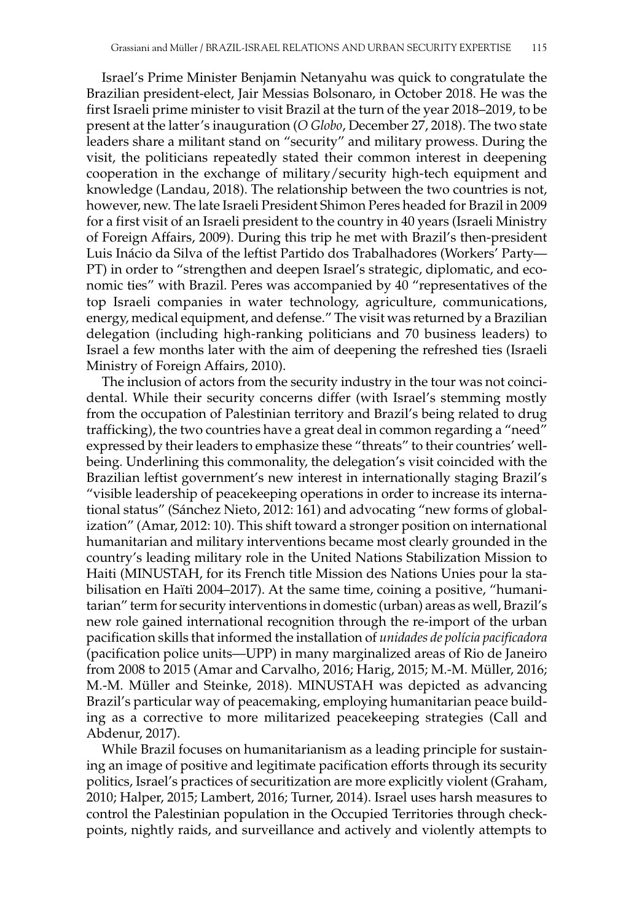Israel's Prime Minister Benjamin Netanyahu was quick to congratulate the Brazilian president-elect, Jair Messias Bolsonaro, in October 2018. He was the first Israeli prime minister to visit Brazil at the turn of the year 2018–2019, to be present at the latter's inauguration (*O Globo*, December 27, 2018). The two state leaders share a militant stand on "security" and military prowess. During the visit, the politicians repeatedly stated their common interest in deepening cooperation in the exchange of military/security high-tech equipment and knowledge (Landau, 2018). The relationship between the two countries is not, however, new. The late Israeli President Shimon Peres headed for Brazil in 2009 for a first visit of an Israeli president to the country in 40 years (Israeli Ministry of Foreign Affairs, 2009). During this trip he met with Brazil's then-president Luis Inácio da Silva of the leftist Partido dos Trabalhadores (Workers' Party—PT) in order to "strengthen and deepen Israel's strategic, diplomatic, and economic ties" with Brazil. Peres was accompanied by 40 "representatives of the top Israeli companies in water technology, agriculture, communications, energy, medical equipment, and defense." The visit was returned by a Brazilian delegation (including high-ranking politicians and 70 business leaders) to Israel a few months later with the aim of deepening the refreshed ties (Israeli Ministry of Foreign Affairs, 2010).

The inclusion of actors from the security industry in the tour was not coincidental. While their security concerns differ (with Israel's stemming mostly from the occupation of Palestinian territory and Brazil's being related to drug trafficking), the two countries have a great deal in common regarding a "need" expressed by their leaders to emphasize these "threats" to their countries' well-being. Underlining this commonality, the delegation's visit coincided with the Brazilian leftist government's new interest in internationally staging Brazil's "visible leadership of peacekeeping operations in order to increase its international status" (Sánchez Nieto, 2012: 161) and advocating "new forms of globalization" (Amar, 2012: 10). This shift toward a stronger position on international humanitarian and military interventions became most clearly grounded in the country's leading military role in the United Nations Stabilization Mission to Haiti (MINUSTAH, for its French title Mission des Nations Unies pour la stabilisation en Haïti 2004–2017). At the same time, coining a positive, "humanitarian" term for security interventions in domestic (urban) areas as well, Brazil's new role gained international recognition through the re-import of the urban pacification skills that informed the installation of *unidades de polícia pacificadora* (pacification police units—UPP) in many marginalized areas of Rio de Janeiro from 2008 to 2015 (Amar and Carvalho, 2016; Harig, 2015; M.-M. Müller, 2016; M.-M. Müller and Steinke, 2018). MINUSTAH was depicted as advancing Brazil's particular way of peacemaking, employing humanitarian peace building as a corrective to more militarized peacekeeping strategies (Call and Abdenur, 2017).

While Brazil focuses on humanitarianism as a leading principle for sustaining an image of positive and legitimate pacification efforts through its security politics, Israel's practices of securitization are more explicitly violent (Graham, 2010; Halper, 2015; Lambert, 2016; Turner, 2014). Israel uses harsh measures to control the Palestinian population in the Occupied Territories through checkpoints, nightly raids, and surveillance and actively and violently attempts to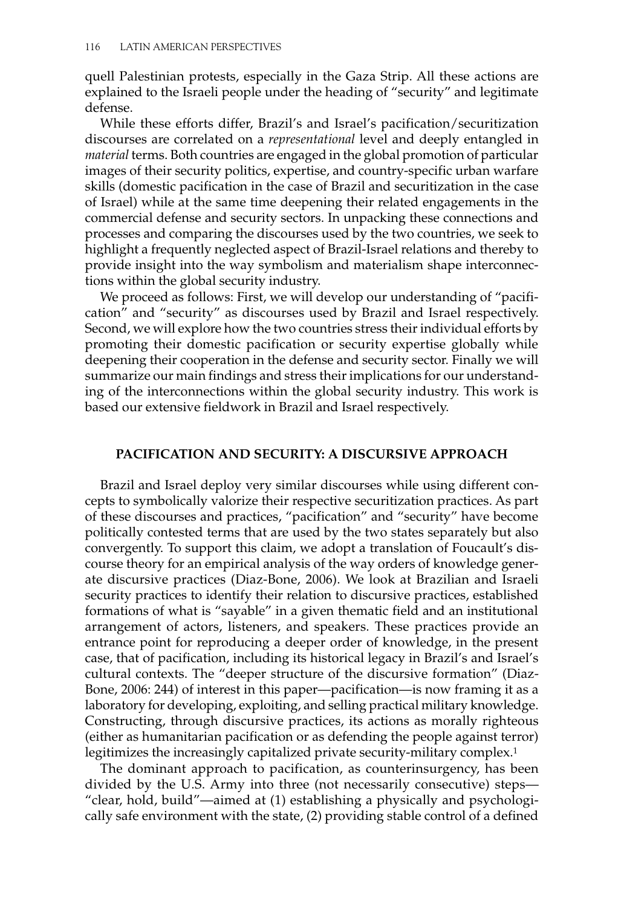quell Palestinian protests, especially in the Gaza Strip. All these actions are explained to the Israeli people under the heading of "security" and legitimate defense.

While these efforts differ, Brazil's and Israel's pacification/securitization discourses are correlated on a *representational* level and deeply entangled in *material* terms. Both countries are engaged in the global promotion of particular images of their security politics, expertise, and country-specific urban warfare skills (domestic pacification in the case of Brazil and securitization in the case of Israel) while at the same time deepening their related engagements in the commercial defense and security sectors. In unpacking these connections and processes and comparing the discourses used by the two countries, we seek to highlight a frequently neglected aspect of Brazil-Israel relations and thereby to provide insight into the way symbolism and materialism shape interconnections within the global security industry.

We proceed as follows: First, we will develop our understanding of "pacification" and "security" as discourses used by Brazil and Israel respectively. Second, we will explore how the two countries stress their individual efforts by promoting their domestic pacification or security expertise globally while deepening their cooperation in the defense and security sector. Finally we will summarize our main findings and stress their implications for our understanding of the interconnections within the global security industry. This work is based our extensive fieldwork in Brazil and Israel respectively.

## PACIFICATION AND SECURITY: A DISCURSIVE APPROACH

Brazil and Israel deploy very similar discourses while using different concepts to symbolically valorize their respective securitization practices. As part of these discourses and practices, "pacification" and "security" have become politically contested terms that are used by the two states separately but also convergently. To support this claim, we adopt a translation of Foucault's discourse theory for an empirical analysis of the way orders of knowledge generate discursive practices (Diaz-Bone, 2006). We look at Brazilian and Israeli security practices to identify their relation to discursive practices, established formations of what is "sayable" in a given thematic field and an institutional arrangement of actors, listeners, and speakers. These practices provide an entrance point for reproducing a deeper order of knowledge, in the present case, that of pacification, including its historical legacy in Brazil's and Israel's cultural contexts. The "deeper structure of the discursive formation" (Diaz-Bone, 2006: 244) of interest in this paper—pacification—is now framing it as a laboratory for developing, exploiting, and selling practical military knowledge. Constructing, through discursive practices, its actions as morally righteous (either as humanitarian pacification or as defending the people against terror) legitimizes the increasingly capitalized private security-military complex.[1]

The dominant approach to pacification, as counterinsurgency, has been divided by the U.S. Army into three (not necessarily consecutive) steps—"clear, hold, build"—aimed at (1) establishing a physically and psychologically safe environment with the state, (2) providing stable control of a defined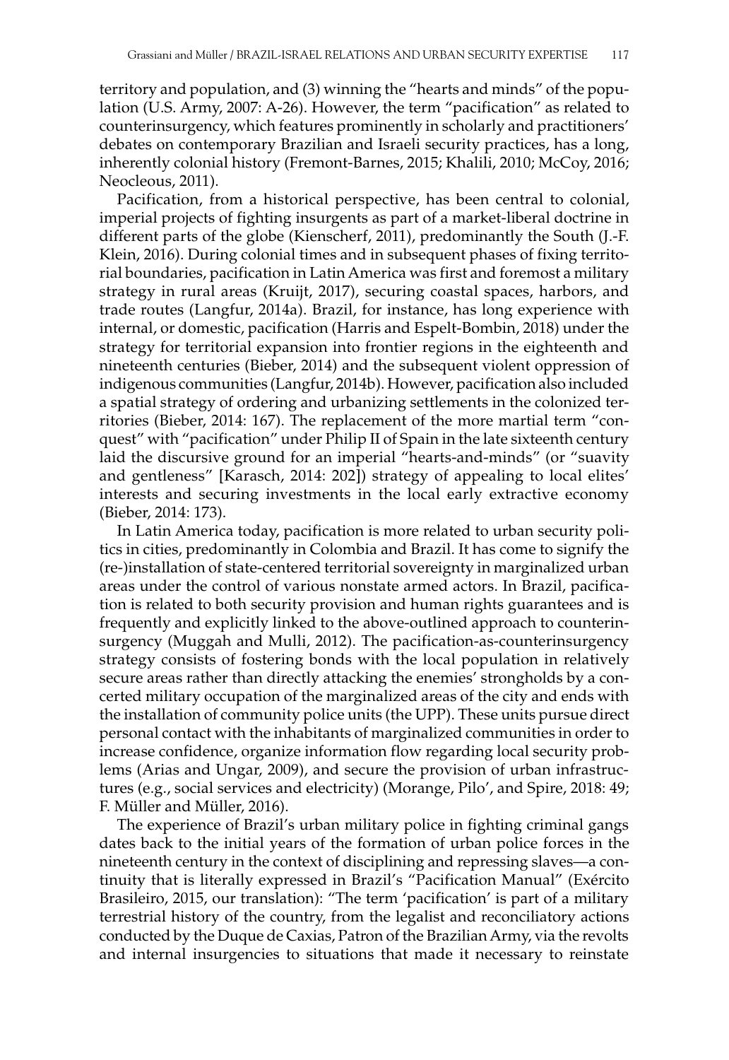territory and population, and (3) winning the "hearts and minds" of the population (U.S. Army, 2007: A-26). However, the term "pacification" as related to counterinsurgency, which features prominently in scholarly and practitioners' debates on contemporary Brazilian and Israeli security practices, has a long, inherently colonial history (Fremont-Barnes, 2015; Khalili, 2010; McCoy, 2016; Neocleous, 2011).

Pacification, from a historical perspective, has been central to colonial, imperial projects of fighting insurgents as part of a market-liberal doctrine in different parts of the globe (Kienscherf, 2011), predominantly the South (J.-F. Klein, 2016). During colonial times and in subsequent phases of fixing territorial boundaries, pacification in Latin America was first and foremost a military strategy in rural areas (Kruijt, 2017), securing coastal spaces, harbors, and trade routes (Langfur, 2014a). Brazil, for instance, has long experience with internal, or domestic, pacification (Harris and Espelt-Bombin, 2018) under the strategy for territorial expansion into frontier regions in the eighteenth and nineteenth centuries (Bieber, 2014) and the subsequent violent oppression of indigenous communities (Langfur, 2014b). However, pacification also included a spatial strategy of ordering and urbanizing settlements in the colonized territories (Bieber, 2014: 167). The replacement of the more martial term "conquest" with "pacification" under Philip II of Spain in the late sixteenth century laid the discursive ground for an imperial "hearts-and-minds" (or "suavity and gentleness" [Karasch, 2014: 202]) strategy of appealing to local elites' interests and securing investments in the local early extractive economy (Bieber, 2014: 173).

In Latin America today, pacification is more related to urban security politics in cities, predominantly in Colombia and Brazil. It has come to signify the (re-)installation of state-centered territorial sovereignty in marginalized urban areas under the control of various nonstate armed actors. In Brazil, pacification is related to both security provision and human rights guarantees and is frequently and explicitly linked to the above-outlined approach to counterinsurgency (Muggah and Mulli, 2012). The pacification-as-counterinsurgency strategy consists of fostering bonds with the local population in relatively secure areas rather than directly attacking the enemies' strongholds by a concerted military occupation of the marginalized areas of the city and ends with the installation of community police units (the UPP). These units pursue direct personal contact with the inhabitants of marginalized communities in order to increase confidence, organize information flow regarding local security problems (Arias and Ungar, 2009), and secure the provision of urban infrastructures (e.g., social services and electricity) (Morange, Pilo', and Spire, 2018: 49; F. Müller and Müller, 2016).

The experience of Brazil's urban military police in fighting criminal gangs dates back to the initial years of the formation of urban police forces in the nineteenth century in the context of disciplining and repressing slaves—a continuity that is literally expressed in Brazil's "Pacification Manual" (Exército Brasileiro, 2015, our translation): "The term 'pacification' is part of a military terrestrial history of the country, from the legalist and reconciliatory actions conducted by the Duque de Caxias, Patron of the Brazilian Army, via the revolts and internal insurgencies to situations that made it necessary to reinstate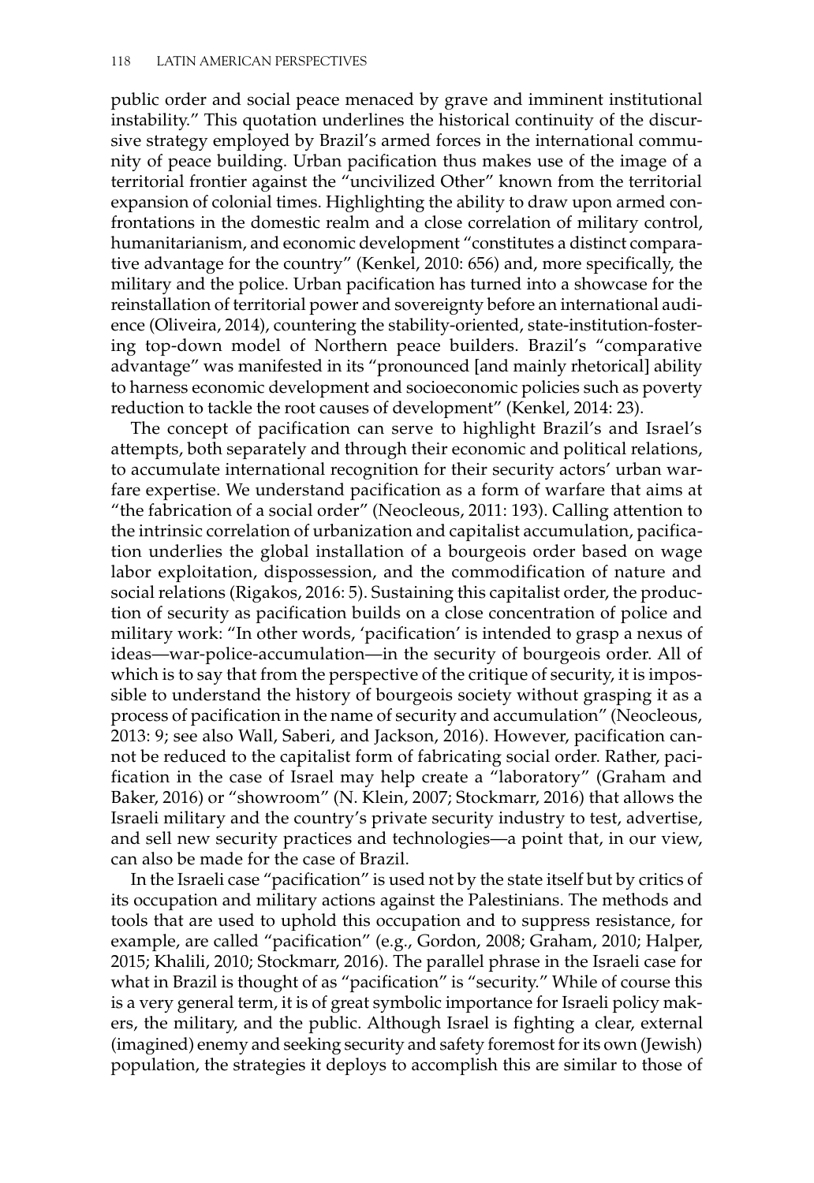public order and social peace menaced by grave and imminent institutional instability." This quotation underlines the historical continuity of the discursive strategy employed by Brazil's armed forces in the international community of peace building. Urban pacification thus makes use of the image of a territorial frontier against the "uncivilized Other" known from the territorial expansion of colonial times. Highlighting the ability to draw upon armed confrontations in the domestic realm and a close correlation of military control, humanitarianism, and economic development "constitutes a distinct comparative advantage for the country" (Kenkel, 2010: 656) and, more specifically, the military and the police. Urban pacification has turned into a showcase for the reinstallation of territorial power and sovereignty before an international audience (Oliveira, 2014), countering the stability-oriented, state-institution-fostering top-down model of Northern peace builders. Brazil's "comparative advantage" was manifested in its "pronounced [and mainly rhetorical] ability to harness economic development and socioeconomic policies such as poverty reduction to tackle the root causes of development" (Kenkel, 2014: 23).

The concept of pacification can serve to highlight Brazil's and Israel's attempts, both separately and through their economic and political relations, to accumulate international recognition for their security actors' urban warfare expertise. We understand pacification as a form of warfare that aims at "the fabrication of a social order" (Neocleous, 2011: 193). Calling attention to the intrinsic correlation of urbanization and capitalist accumulation, pacification underlies the global installation of a bourgeois order based on wage labor exploitation, dispossession, and the commodification of nature and social relations (Rigakos, 2016: 5). Sustaining this capitalist order, the production of security as pacification builds on a close concentration of police and military work: "In other words, 'pacification' is intended to grasp a nexus of ideas—war-police-accumulation—in the security of bourgeois order. All of which is to say that from the perspective of the critique of security, it is impossible to understand the history of bourgeois society without grasping it as a process of pacification in the name of security and accumulation" (Neocleous, 2013: 9; see also Wall, Saberi, and Jackson, 2016). However, pacification cannot be reduced to the capitalist form of fabricating social order. Rather, pacification in the case of Israel may help create a "laboratory" (Graham and Baker, 2016) or "showroom" (N. Klein, 2007; Stockmarr, 2016) that allows the Israeli military and the country's private security industry to test, advertise, and sell new security practices and technologies—a point that, in our view, can also be made for the case of Brazil.

In the Israeli case "pacification" is used not by the state itself but by critics of its occupation and military actions against the Palestinians. The methods and tools that are used to uphold this occupation and to suppress resistance, for example, are called "pacification" (e.g., Gordon, 2008; Graham, 2010; Halper, 2015; Khalili, 2010; Stockmarr, 2016). The parallel phrase in the Israeli case for what in Brazil is thought of as "pacification" is "security." While of course this is a very general term, it is of great symbolic importance for Israeli policy makers, the military, and the public. Although Israel is fighting a clear, external (imagined) enemy and seeking security and safety foremost for its own (Jewish) population, the strategies it deploys to accomplish this are similar to those of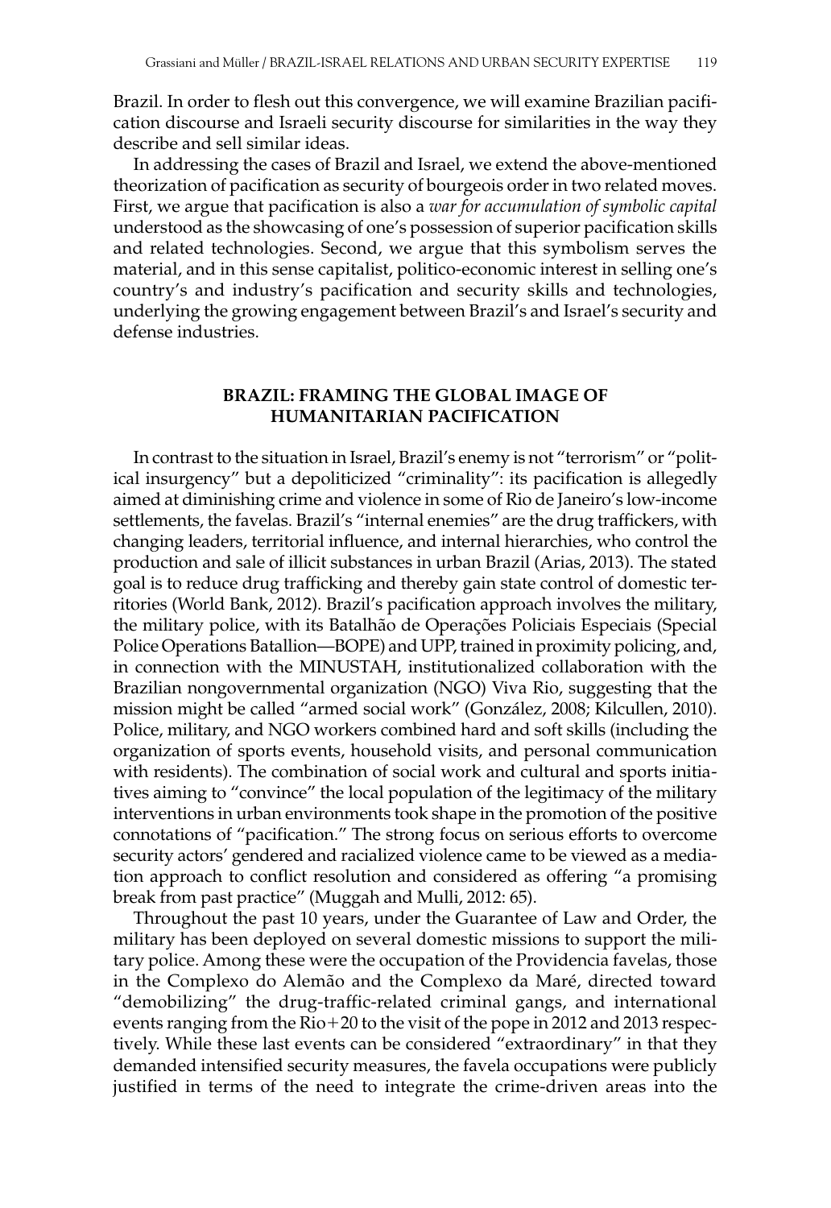Brazil. In order to flesh out this convergence, we will examine Brazilian pacification discourse and Israeli security discourse for similarities in the way they describe and sell similar ideas.

In addressing the cases of Brazil and Israel, we extend the above-mentioned theorization of pacification as security of bourgeois order in two related moves. First, we argue that pacification is also a *war for accumulation of symbolic capital* understood as the showcasing of one's possession of superior pacification skills and related technologies. Second, we argue that this symbolism serves the material, and in this sense capitalist, politico-economic interest in selling one's country's and industry's pacification and security skills and technologies, underlying the growing engagement between Brazil's and Israel's security and defense industries.

## BRAZIL: FRAMING THE GLOBAL IMAGE OF HUMANITARIAN PACIFICATION

In contrast to the situation in Israel, Brazil's enemy is not "terrorism" or "political insurgency" but a depoliticized "criminality": its pacification is allegedly aimed at diminishing crime and violence in some of Rio de Janeiro's low-income settlements, the favelas. Brazil's "internal enemies" are the drug traffickers, with changing leaders, territorial influence, and internal hierarchies, who control the production and sale of illicit substances in urban Brazil (Arias, 2013). The stated goal is to reduce drug trafficking and thereby gain state control of domestic territories (World Bank, 2012). Brazil's pacification approach involves the military, the military police, with its Batalhão de Operações Policiais Especiais (Special Police Operations Batallion—BOPE) and UPP, trained in proximity policing, and, in connection with the MINUSTAH, institutionalized collaboration with the Brazilian nongovernmental organization (NGO) Viva Rio, suggesting that the mission might be called "armed social work" (González, 2008; Kilcullen, 2010). Police, military, and NGO workers combined hard and soft skills (including the organization of sports events, household visits, and personal communication with residents). The combination of social work and cultural and sports initiatives aiming to "convince" the local population of the legitimacy of the military interventions in urban environments took shape in the promotion of the positive connotations of "pacification." The strong focus on serious efforts to overcome security actors' gendered and racialized violence came to be viewed as a mediation approach to conflict resolution and considered as offering "a promising break from past practice" (Muggah and Mulli, 2012: 65).

Throughout the past 10 years, under the Guarantee of Law and Order, the military has been deployed on several domestic missions to support the military police. Among these were the occupation of the Providencia favelas, those in the Complexo do Alemão and the Complexo da Maré, directed toward "demobilizing" the drug-traffic-related criminal gangs, and international events ranging from the Rio+20 to the visit of the pope in 2012 and 2013 respectively. While these last events can be considered "extraordinary" in that they demanded intensified security measures, the favela occupations were publicly justified in terms of the need to integrate the crime-driven areas into the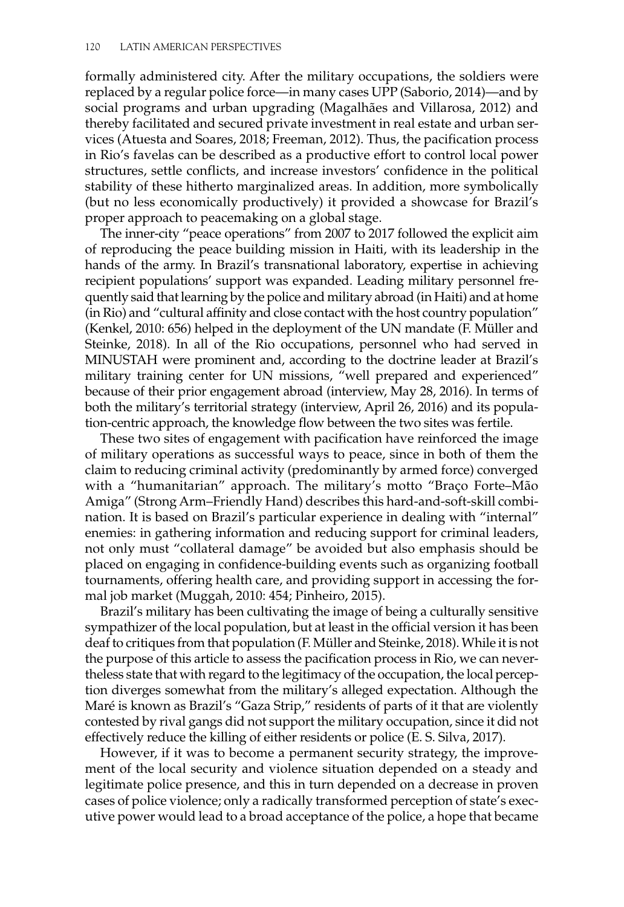formally administered city. After the military occupations, the soldiers were replaced by a regular police force—in many cases UPP (Saborio, 2014)—and by social programs and urban upgrading (Magalhães and Villarosa, 2012) and thereby facilitated and secured private investment in real estate and urban services (Atuesta and Soares, 2018; Freeman, 2012). Thus, the pacification process in Rio's favelas can be described as a productive effort to control local power structures, settle conflicts, and increase investors' confidence in the political stability of these hitherto marginalized areas. In addition, more symbolically (but no less economically productively) it provided a showcase for Brazil's proper approach to peacemaking on a global stage.

The inner-city "peace operations" from 2007 to 2017 followed the explicit aim of reproducing the peace building mission in Haiti, with its leadership in the hands of the army. In Brazil's transnational laboratory, expertise in achieving recipient populations' support was expanded. Leading military personnel frequently said that learning by the police and military abroad (in Haiti) and at home (in Rio) and "cultural affinity and close contact with the host country population" (Kenkel, 2010: 656) helped in the deployment of the UN mandate (F. Müller and Steinke, 2018). In all of the Rio occupations, personnel who had served in MINUSTAH were prominent and, according to the doctrine leader at Brazil's military training center for UN missions, "well prepared and experienced" because of their prior engagement abroad (interview, May 28, 2016). In terms of both the military's territorial strategy (interview, April 26, 2016) and its population-centric approach, the knowledge flow between the two sites was fertile.

These two sites of engagement with pacification have reinforced the image of military operations as successful ways to peace, since in both of them the claim to reducing criminal activity (predominantly by armed force) converged with a "humanitarian" approach. The military's motto "Braço Forte–Mão Amiga" (Strong Arm–Friendly Hand) describes this hard-and-soft-skill combination. It is based on Brazil's particular experience in dealing with "internal" enemies: in gathering information and reducing support for criminal leaders, not only must "collateral damage" be avoided but also emphasis should be placed on engaging in confidence-building events such as organizing football tournaments, offering health care, and providing support in accessing the formal job market (Muggah, 2010: 454; Pinheiro, 2015).

Brazil's military has been cultivating the image of being a culturally sensitive sympathizer of the local population, but at least in the official version it has been deaf to critiques from that population (F. Müller and Steinke, 2018). While it is not the purpose of this article to assess the pacification process in Rio, we can nevertheless state that with regard to the legitimacy of the occupation, the local perception diverges somewhat from the military's alleged expectation. Although the Maré is known as Brazil's "Gaza Strip," residents of parts of it that are violently contested by rival gangs did not support the military occupation, since it did not effectively reduce the killing of either residents or police (E. S. Silva, 2017).

However, if it was to become a permanent security strategy, the improvement of the local security and violence situation depended on a steady and legitimate police presence, and this in turn depended on a decrease in proven cases of police violence; only a radically transformed perception of state's executive power would lead to a broad acceptance of the police, a hope that became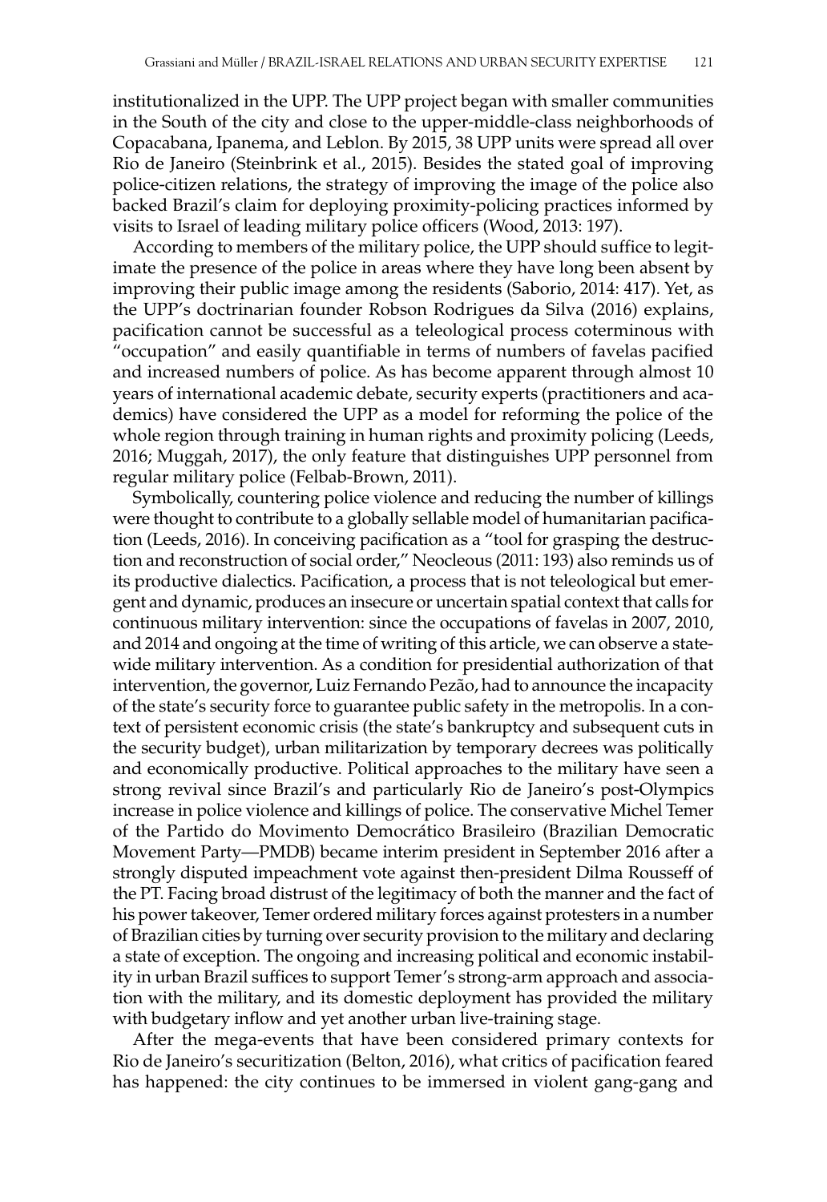institutionalized in the UPP. The UPP project began with smaller communities in the South of the city and close to the upper-middle-class neighborhoods of Copacabana, Ipanema, and Leblon. By 2015, 38 UPP units were spread all over Rio de Janeiro (Steinbrink et al., 2015). Besides the stated goal of improving police-citizen relations, the strategy of improving the image of the police also backed Brazil's claim for deploying proximity-policing practices informed by visits to Israel of leading military police officers (Wood, 2013: 197).

According to members of the military police, the UPP should suffice to legitimate the presence of the police in areas where they have long been absent by improving their public image among the residents (Saborio, 2014: 417). Yet, as the UPP's doctrinarian founder Robson Rodrigues da Silva (2016) explains, pacification cannot be successful as a teleological process coterminous with "occupation" and easily quantifiable in terms of numbers of favelas pacified and increased numbers of police. As has become apparent through almost 10 years of international academic debate, security experts (practitioners and academics) have considered the UPP as a model for reforming the police of the whole region through training in human rights and proximity policing (Leeds, 2016; Muggah, 2017), the only feature that distinguishes UPP personnel from regular military police (Felbab-Brown, 2011).

Symbolically, countering police violence and reducing the number of killings were thought to contribute to a globally sellable model of humanitarian pacification (Leeds, 2016). In conceiving pacification as a "tool for grasping the destruction and reconstruction of social order," Neocleous (2011: 193) also reminds us of its productive dialectics. Pacification, a process that is not teleological but emergent and dynamic, produces an insecure or uncertain spatial context that calls for continuous military intervention: since the occupations of favelas in 2007, 2010, and 2014 and ongoing at the time of writing of this article, we can observe a statewide military intervention. As a condition for presidential authorization of that intervention, the governor, Luiz Fernando Pezão, had to announce the incapacity of the state's security force to guarantee public safety in the metropolis. In a context of persistent economic crisis (the state's bankruptcy and subsequent cuts in the security budget), urban militarization by temporary decrees was politically and economically productive. Political approaches to the military have seen a strong revival since Brazil's and particularly Rio de Janeiro's post-Olympics increase in police violence and killings of police. The conservative Michel Temer of the Partido do Movimento Democrático Brasileiro (Brazilian Democratic Movement Party—PMDB) became interim president in September 2016 after a strongly disputed impeachment vote against then-president Dilma Rousseff of the PT. Facing broad distrust of the legitimacy of both the manner and the fact of his power takeover, Temer ordered military forces against protesters in a number of Brazilian cities by turning over security provision to the military and declaring a state of exception. The ongoing and increasing political and economic instability in urban Brazil suffices to support Temer's strong-arm approach and association with the military, and its domestic deployment has provided the military with budgetary inflow and yet another urban live-training stage.

After the mega-events that have been considered primary contexts for Rio de Janeiro's securitization (Belton, 2016), what critics of pacification feared has happened: the city continues to be immersed in violent gang-gang and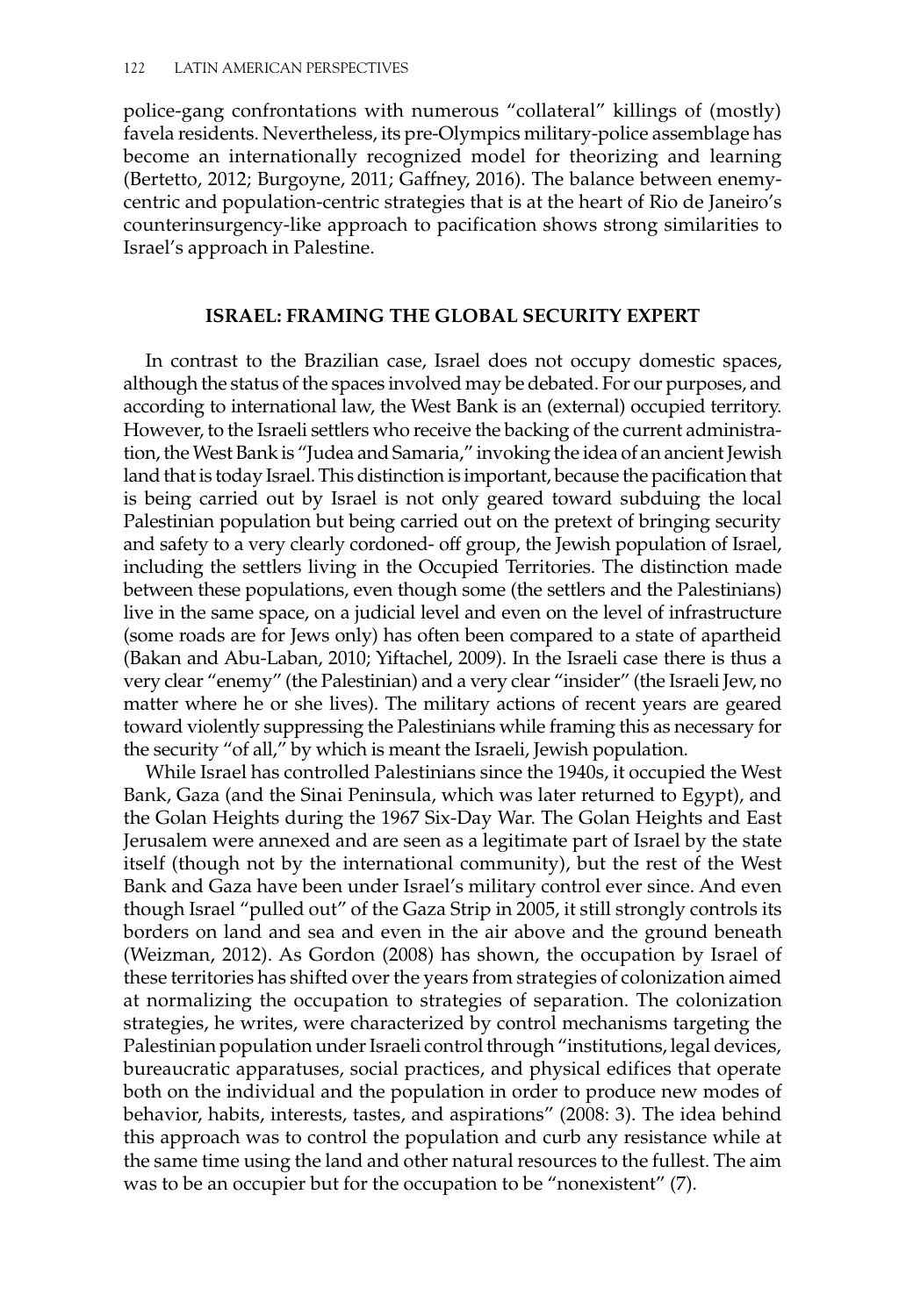police-gang confrontations with numerous "collateral" killings of (mostly) favela residents. Nevertheless, its pre-Olympics military-police assemblage has become an internationally recognized model for theorizing and learning (Bertetto, 2012; Burgoyne, 2011; Gaffney, 2016). The balance between enemy-centric and population-centric strategies that is at the heart of Rio de Janeiro's counterinsurgency-like approach to pacification shows strong similarities to Israel's approach in Palestine.

## ISRAEL: FRAMING THE GLOBAL SECURITY EXPERT

In contrast to the Brazilian case, Israel does not occupy domestic spaces, although the status of the spaces involved may be debated. For our purposes, and according to international law, the West Bank is an (external) occupied territory. However, to the Israeli settlers who receive the backing of the current administration, the West Bank is "Judea and Samaria," invoking the idea of an ancient Jewish land that is today Israel. This distinction is important, because the pacification that is being carried out by Israel is not only geared toward subduing the local Palestinian population but being carried out on the pretext of bringing security and safety to a very clearly cordoned- off group, the Jewish population of Israel, including the settlers living in the Occupied Territories. The distinction made between these populations, even though some (the settlers and the Palestinians) live in the same space, on a judicial level and even on the level of infrastructure (some roads are for Jews only) has often been compared to a state of apartheid (Bakan and Abu-Laban, 2010; Yiftachel, 2009). In the Israeli case there is thus a very clear "enemy" (the Palestinian) and a very clear "insider" (the Israeli Jew, no matter where he or she lives). The military actions of recent years are geared toward violently suppressing the Palestinians while framing this as necessary for the security "of all," by which is meant the Israeli, Jewish population.

While Israel has controlled Palestinians since the 1940s, it occupied the West Bank, Gaza (and the Sinai Peninsula, which was later returned to Egypt), and the Golan Heights during the 1967 Six-Day War. The Golan Heights and East Jerusalem were annexed and are seen as a legitimate part of Israel by the state itself (though not by the international community), but the rest of the West Bank and Gaza have been under Israel's military control ever since. And even though Israel "pulled out" of the Gaza Strip in 2005, it still strongly controls its borders on land and sea and even in the air above and the ground beneath (Weizman, 2012). As Gordon (2008) has shown, the occupation by Israel of these territories has shifted over the years from strategies of colonization aimed at normalizing the occupation to strategies of separation. The colonization strategies, he writes, were characterized by control mechanisms targeting the Palestinian population under Israeli control through "institutions, legal devices, bureaucratic apparatuses, social practices, and physical edifices that operate both on the individual and the population in order to produce new modes of behavior, habits, interests, tastes, and aspirations" (2008: 3). The idea behind this approach was to control the population and curb any resistance while at the same time using the land and other natural resources to the fullest. The aim was to be an occupier but for the occupation to be "nonexistent" (7).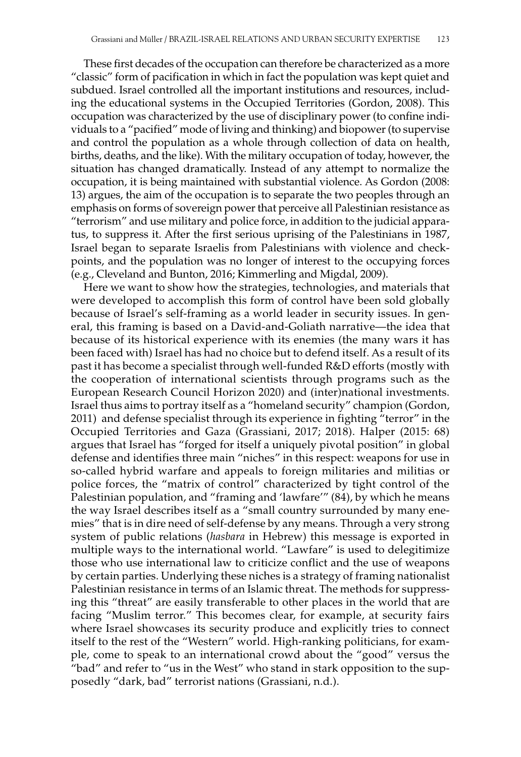These first decades of the occupation can therefore be characterized as a more "classic" form of pacification in which in fact the population was kept quiet and subdued. Israel controlled all the important institutions and resources, including the educational systems in the Occupied Territories (Gordon, 2008). This occupation was characterized by the use of disciplinary power (to confine individuals to a "pacified" mode of living and thinking) and biopower (to supervise and control the population as a whole through collection of data on health, births, deaths, and the like). With the military occupation of today, however, the situation has changed dramatically. Instead of any attempt to normalize the occupation, it is being maintained with substantial violence. As Gordon (2008: 13) argues, the aim of the occupation is to separate the two peoples through an emphasis on forms of sovereign power that perceive all Palestinian resistance as "terrorism" and use military and police force, in addition to the judicial apparatus, to suppress it. After the first serious uprising of the Palestinians in 1987, Israel began to separate Israelis from Palestinians with violence and checkpoints, and the population was no longer of interest to the occupying forces (e.g., Cleveland and Bunton, 2016; Kimmerling and Migdal, 2009).

Here we want to show how the strategies, technologies, and materials that were developed to accomplish this form of control have been sold globally because of Israel's self-framing as a world leader in security issues. In general, this framing is based on a David-and-Goliath narrative—the idea that because of its historical experience with its enemies (the many wars it has been faced with) Israel has had no choice but to defend itself. As a result of its past it has become a specialist through well-funded R&D efforts (mostly with the cooperation of international scientists through programs such as the European Research Council Horizon 2020) and (inter)national investments. Israel thus aims to portray itself as a "homeland security" champion (Gordon, 2011) and defense specialist through its experience in fighting "terror" in the Occupied Territories and Gaza (Grassiani, 2017; 2018). Halper (2015: 68) argues that Israel has "forged for itself a uniquely pivotal position" in global defense and identifies three main "niches" in this respect: weapons for use in so-called hybrid warfare and appeals to foreign militaries and militias or police forces, the "matrix of control" characterized by tight control of the Palestinian population, and "framing and 'lawfare'" (84), by which he means the way Israel describes itself as a "small country surrounded by many enemies" that is in dire need of self-defense by any means. Through a very strong system of public relations (*hasbara* in Hebrew) this message is exported in multiple ways to the international world. "Lawfare" is used to delegitimize those who use international law to criticize conflict and the use of weapons by certain parties. Underlying these niches is a strategy of framing nationalist Palestinian resistance in terms of an Islamic threat. The methods for suppressing this "threat" are easily transferable to other places in the world that are facing "Muslim terror." This becomes clear, for example, at security fairs where Israel showcases its security produce and explicitly tries to connect itself to the rest of the "Western" world. High-ranking politicians, for example, come to speak to an international crowd about the "good" versus the "bad" and refer to "us in the West" who stand in stark opposition to the supposedly "dark, bad" terrorist nations (Grassiani, n.d.).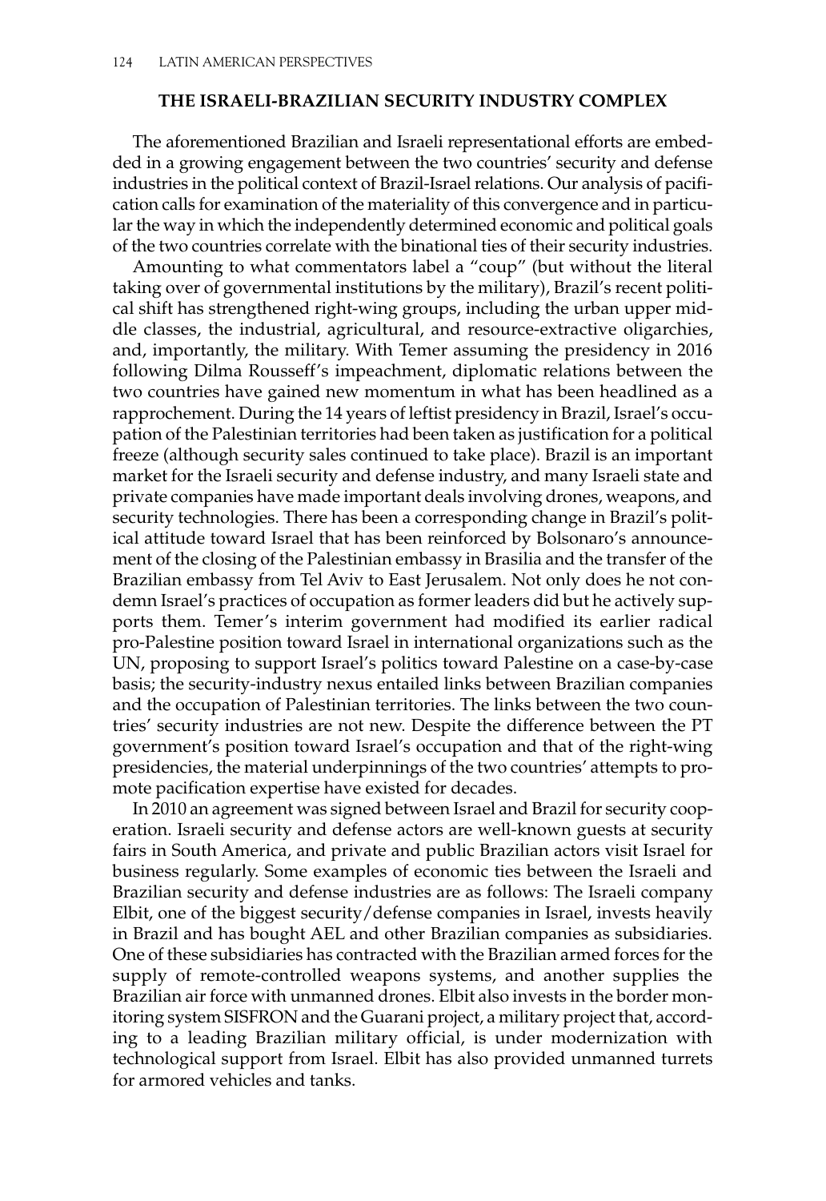### THE ISRAELI-BRAZILIAN SECURITY INDUSTRY COMPLEX

The aforementioned Brazilian and Israeli representational efforts are embedded in a growing engagement between the two countries' security and defense industries in the political context of Brazil-Israel relations. Our analysis of pacification calls for examination of the materiality of this convergence and in particular the way in which the independently determined economic and political goals of the two countries correlate with the binational ties of their security industries.

Amounting to what commentators label a "coup" (but without the literal taking over of governmental institutions by the military), Brazil's recent political shift has strengthened right-wing groups, including the urban upper middle classes, the industrial, agricultural, and resource-extractive oligarchies, and, importantly, the military. With Temer assuming the presidency in 2016 following Dilma Rousseff's impeachment, diplomatic relations between the two countries have gained new momentum in what has been headlined as a rapprochement. During the 14 years of leftist presidency in Brazil, Israel's occupation of the Palestinian territories had been taken as justification for a political freeze (although security sales continued to take place). Brazil is an important market for the Israeli security and defense industry, and many Israeli state and private companies have made important deals involving drones, weapons, and security technologies. There has been a corresponding change in Brazil's political attitude toward Israel that has been reinforced by Bolsonaro's announcement of the closing of the Palestinian embassy in Brasilia and the transfer of the Brazilian embassy from Tel Aviv to East Jerusalem. Not only does he not condemn Israel's practices of occupation as former leaders did but he actively supports them. Temer's interim government had modified its earlier radical pro-Palestine position toward Israel in international organizations such as the UN, proposing to support Israel's politics toward Palestine on a case-by-case basis; the security-industry nexus entailed links between Brazilian companies and the occupation of Palestinian territories. The links between the two countries' security industries are not new. Despite the difference between the PT government's position toward Israel's occupation and that of the right-wing presidencies, the material underpinnings of the two countries' attempts to promote pacification expertise have existed for decades.

In 2010 an agreement was signed between Israel and Brazil for security cooperation. Israeli security and defense actors are well-known guests at security fairs in South America, and private and public Brazilian actors visit Israel for business regularly. Some examples of economic ties between the Israeli and Brazilian security and defense industries are as follows: The Israeli company Elbit, one of the biggest security/defense companies in Israel, invests heavily in Brazil and has bought AEL and other Brazilian companies as subsidiaries. One of these subsidiaries has contracted with the Brazilian armed forces for the supply of remote-controlled weapons systems, and another supplies the Brazilian air force with unmanned drones. Elbit also invests in the border monitoring system SISFRON and the Guarani project, a military project that, according to a leading Brazilian military official, is under modernization with technological support from Israel. Elbit has also provided unmanned turrets for armored vehicles and tanks.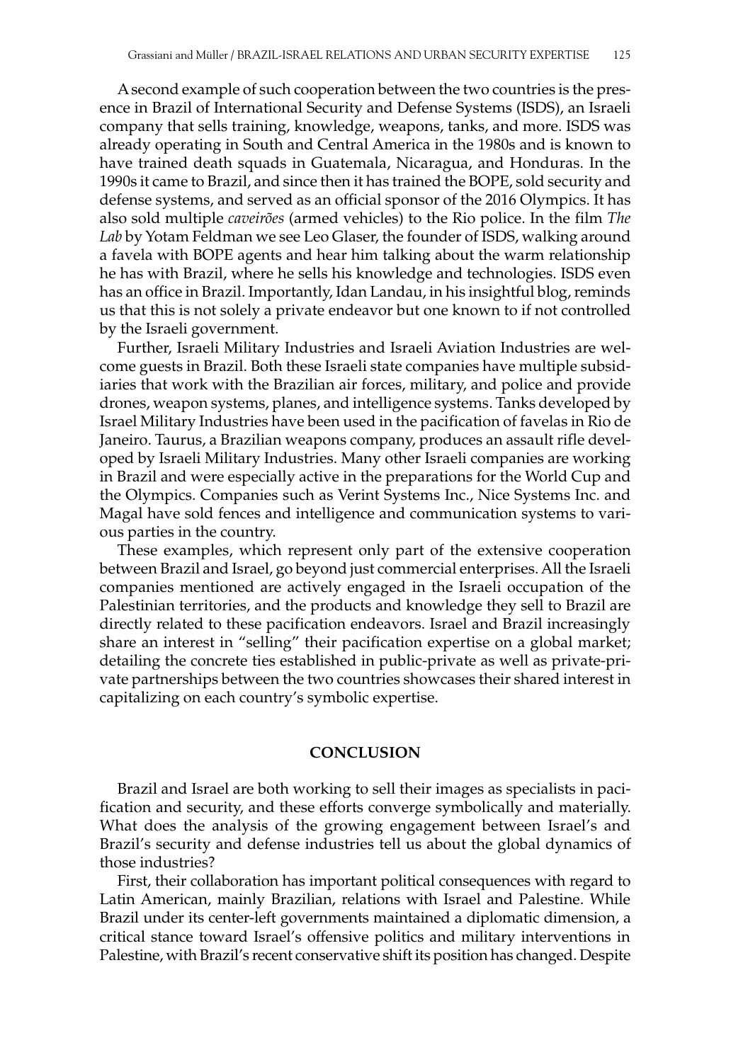A second example of such cooperation between the two countries is the presence in Brazil of International Security and Defense Systems (ISDS), an Israeli company that sells training, knowledge, weapons, tanks, and more. ISDS was already operating in South and Central America in the 1980s and is known to have trained death squads in Guatemala, Nicaragua, and Honduras. In the 1990s it came to Brazil, and since then it has trained the BOPE, sold security and defense systems, and served as an official sponsor of the 2016 Olympics. It has also sold multiple *caveirões* (armed vehicles) to the Rio police. In the film *The Lab* by Yotam Feldman we see Leo Glaser, the founder of ISDS, walking around a favela with BOPE agents and hear him talking about the warm relationship he has with Brazil, where he sells his knowledge and technologies. ISDS even has an office in Brazil. Importantly, Idan Landau, in his insightful blog, reminds us that this is not solely a private endeavor but one known to if not controlled by the Israeli government.

Further, Israeli Military Industries and Israeli Aviation Industries are welcome guests in Brazil. Both these Israeli state companies have multiple subsidiaries that work with the Brazilian air forces, military, and police and provide drones, weapon systems, planes, and intelligence systems. Tanks developed by Israel Military Industries have been used in the pacification of favelas in Rio de Janeiro. Taurus, a Brazilian weapons company, produces an assault rifle developed by Israeli Military Industries. Many other Israeli companies are working in Brazil and were especially active in the preparations for the World Cup and the Olympics. Companies such as Verint Systems Inc., Nice Systems Inc. and Magal have sold fences and intelligence and communication systems to various parties in the country.

These examples, which represent only part of the extensive cooperation between Brazil and Israel, go beyond just commercial enterprises. All the Israeli companies mentioned are actively engaged in the Israeli occupation of the Palestinian territories, and the products and knowledge they sell to Brazil are directly related to these pacification endeavors. Israel and Brazil increasingly share an interest in "selling" their pacification expertise on a global market; detailing the concrete ties established in public-private as well as private-private partnerships between the two countries showcases their shared interest in capitalizing on each country's symbolic expertise.

## CONCLUSION

Brazil and Israel are both working to sell their images as specialists in pacification and security, and these efforts converge symbolically and materially. What does the analysis of the growing engagement between Israel's and Brazil's security and defense industries tell us about the global dynamics of those industries?

First, their collaboration has important political consequences with regard to Latin American, mainly Brazilian, relations with Israel and Palestine. While Brazil under its center-left governments maintained a diplomatic dimension, a critical stance toward Israel's offensive politics and military interventions in Palestine, with Brazil's recent conservative shift its position has changed. Despite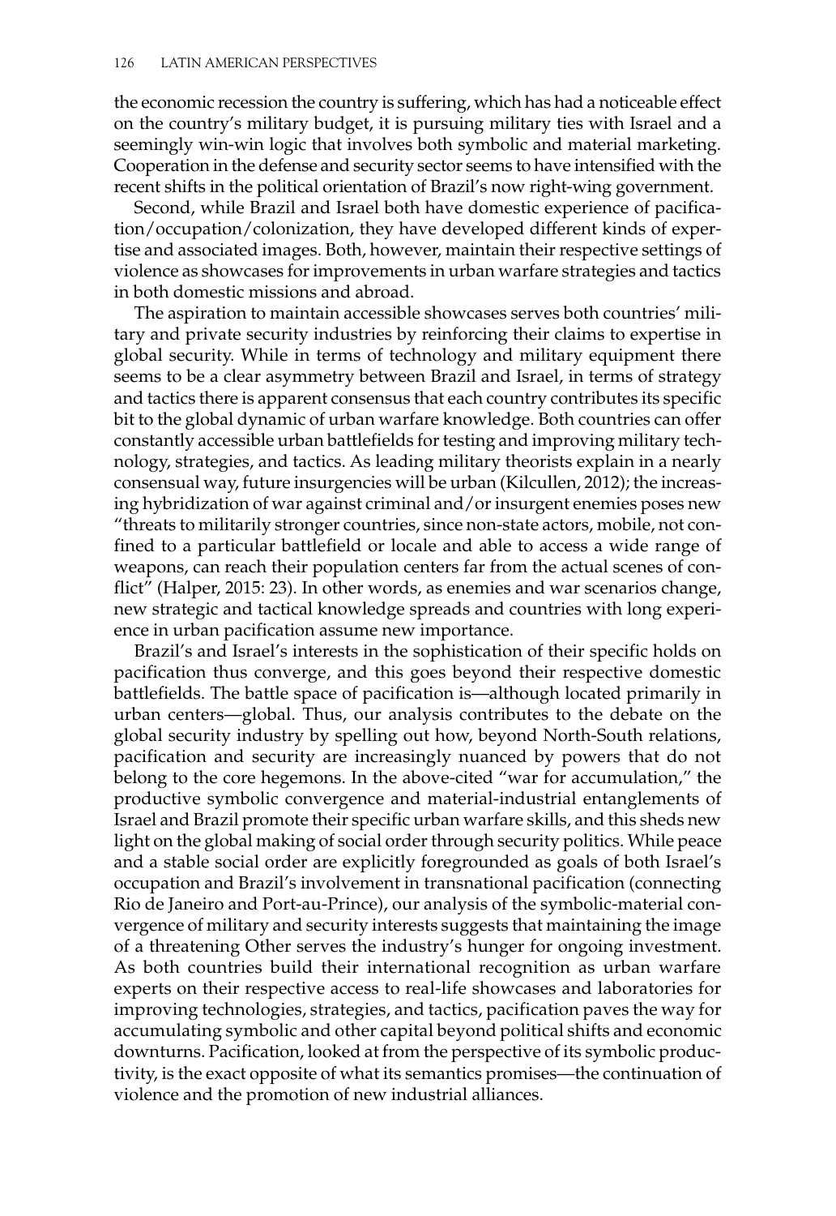the economic recession the country is suffering, which has had a noticeable effect on the country's military budget, it is pursuing military ties with Israel and a seemingly win-win logic that involves both symbolic and material marketing. Cooperation in the defense and security sector seems to have intensified with the recent shifts in the political orientation of Brazil's now right-wing government.

Second, while Brazil and Israel both have domestic experience of pacification/occupation/colonization, they have developed different kinds of expertise and associated images. Both, however, maintain their respective settings of violence as showcases for improvements in urban warfare strategies and tactics in both domestic missions and abroad.

The aspiration to maintain accessible showcases serves both countries' military and private security industries by reinforcing their claims to expertise in global security. While in terms of technology and military equipment there seems to be a clear asymmetry between Brazil and Israel, in terms of strategy and tactics there is apparent consensus that each country contributes its specific bit to the global dynamic of urban warfare knowledge. Both countries can offer constantly accessible urban battlefields for testing and improving military technology, strategies, and tactics. As leading military theorists explain in a nearly consensual way, future insurgencies will be urban (Kilcullen, 2012); the increasing hybridization of war against criminal and/or insurgent enemies poses new "threats to militarily stronger countries, since non-state actors, mobile, not confined to a particular battlefield or locale and able to access a wide range of weapons, can reach their population centers far from the actual scenes of conflict" (Halper, 2015: 23). In other words, as enemies and war scenarios change, new strategic and tactical knowledge spreads and countries with long experience in urban pacification assume new importance.

Brazil's and Israel's interests in the sophistication of their specific holds on pacification thus converge, and this goes beyond their respective domestic battlefields. The battle space of pacification is—although located primarily in urban centers—global. Thus, our analysis contributes to the debate on the global security industry by spelling out how, beyond North-South relations, pacification and security are increasingly nuanced by powers that do not belong to the core hegemons. In the above-cited "war for accumulation," the productive symbolic convergence and material-industrial entanglements of Israel and Brazil promote their specific urban warfare skills, and this sheds new light on the global making of social order through security politics. While peace and a stable social order are explicitly foregrounded as goals of both Israel's occupation and Brazil's involvement in transnational pacification (connecting Rio de Janeiro and Port-au-Prince), our analysis of the symbolic-material convergence of military and security interests suggests that maintaining the image of a threatening Other serves the industry's hunger for ongoing investment. As both countries build their international recognition as urban warfare experts on their respective access to real-life showcases and laboratories for improving technologies, strategies, and tactics, pacification paves the way for accumulating symbolic and other capital beyond political shifts and economic downturns. Pacification, looked at from the perspective of its symbolic productivity, is the exact opposite of what its semantics promises—the continuation of violence and the promotion of new industrial alliances.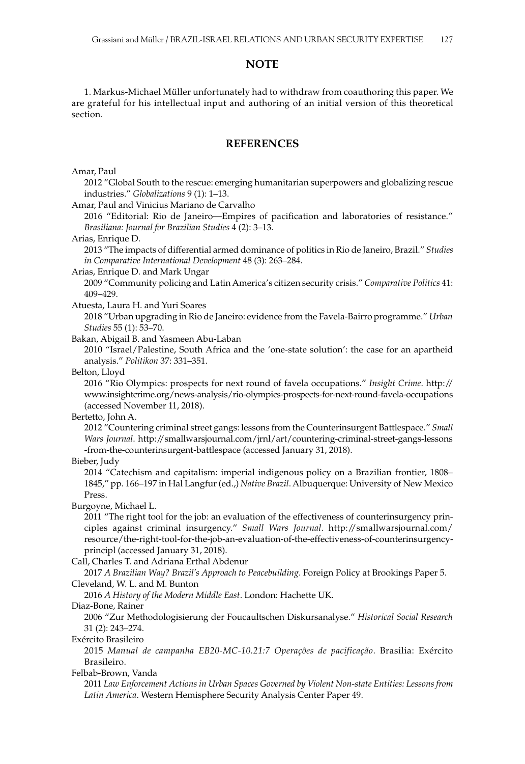## NOTE

1. Markus-Michael Müller unfortunately had to withdraw from coauthoring this paper. We are grateful for his intellectual input and authoring of an initial version of this theoretical section.

## REFERENCES

Amar, Paul

2012 "Global South to the rescue: emerging humanitarian superpowers and globalizing rescue industries." *Globalizations* 9 (1): 1–13.

Amar, Paul and Vinicius Mariano de Carvalho

2016 "Editorial: Rio de Janeiro—Empires of pacification and laboratories of resistance." *Brasiliana: Journal for Brazilian Studies* 4 (2): 3–13.

Arias, Enrique D.

2013 "The impacts of differential armed dominance of politics in Rio de Janeiro, Brazil." *Studies in Comparative International Development* 48 (3): 263–284.

Arias, Enrique D. and Mark Ungar

2009 "Community policing and Latin America's citizen security crisis." *Comparative Politics* 41: 409–429.

Atuesta, Laura H. and Yuri Soares

2018 "Urban upgrading in Rio de Janeiro: evidence from the Favela-Bairro programme." *Urban Studies* 55 (1): 53–70.

Bakan, Abigail B. and Yasmeen Abu-Laban

2010 "Israel/Palestine, South Africa and the 'one-state solution': the case for an apartheid analysis." *Politikon* 37: 331–351.

Belton, Lloyd

2016 "Rio Olympics: prospects for next round of favela occupations." *Insight Crime*. http://www.insightcrime.org/news-analysis/rio-olympics-prospects-for-next-round-favela-occupations (accessed November 11, 2018).

Bertetto, John A.

2012 "Countering criminal street gangs: lessons from the Counterinsurgent Battlespace." *Small Wars Journal*. http://smallwarsjournal.com/jrnl/art/countering-criminal-street-gangs-lessons-from-the-counterinsurgent-battlespace (accessed January 31, 2018).

Bieber, Judy

2014 "Catechism and capitalism: imperial indigenous policy on a Brazilian frontier, 1808–1845," pp. 166–197 in Hal Langfur (ed.,) *Native Brazil*. Albuquerque: University of New Mexico Press.

Burgoyne, Michael L.

2011 "The right tool for the job: an evaluation of the effectiveness of counterinsurgency principles against criminal insurgency." *Small Wars Journal*. http://smallwarsjournal.com/resource/the-right-tool-for-the-job-an-evaluation-of-the-effectiveness-of-counterinsurgency-principl (accessed January 31, 2018).

Call, Charles T. and Adriana Erthal Abdenur

2017 *A Brazilian Way? Brazil's Approach to Peacebuilding*. Foreign Policy at Brookings Paper 5.

Cleveland, W. L. and M. Bunton

2016 *A History of the Modern Middle East*. London: Hachette UK.

Diaz-Bone, Rainer

2006 "Zur Methodologisierung der Foucaultschen Diskursanalyse." *Historical Social Research* 31 (2): 243–274.

Exército Brasileiro

2015 *Manual de campanha EB20-MC-10.21:7 Operações de pacificação*. Brasilia: Exército Brasileiro.

Felbab-Brown, Vanda

2011 *Law Enforcement Actions in Urban Spaces Governed by Violent Non-state Entities: Lessons from Latin America*. Western Hemisphere Security Analysis Center Paper 49.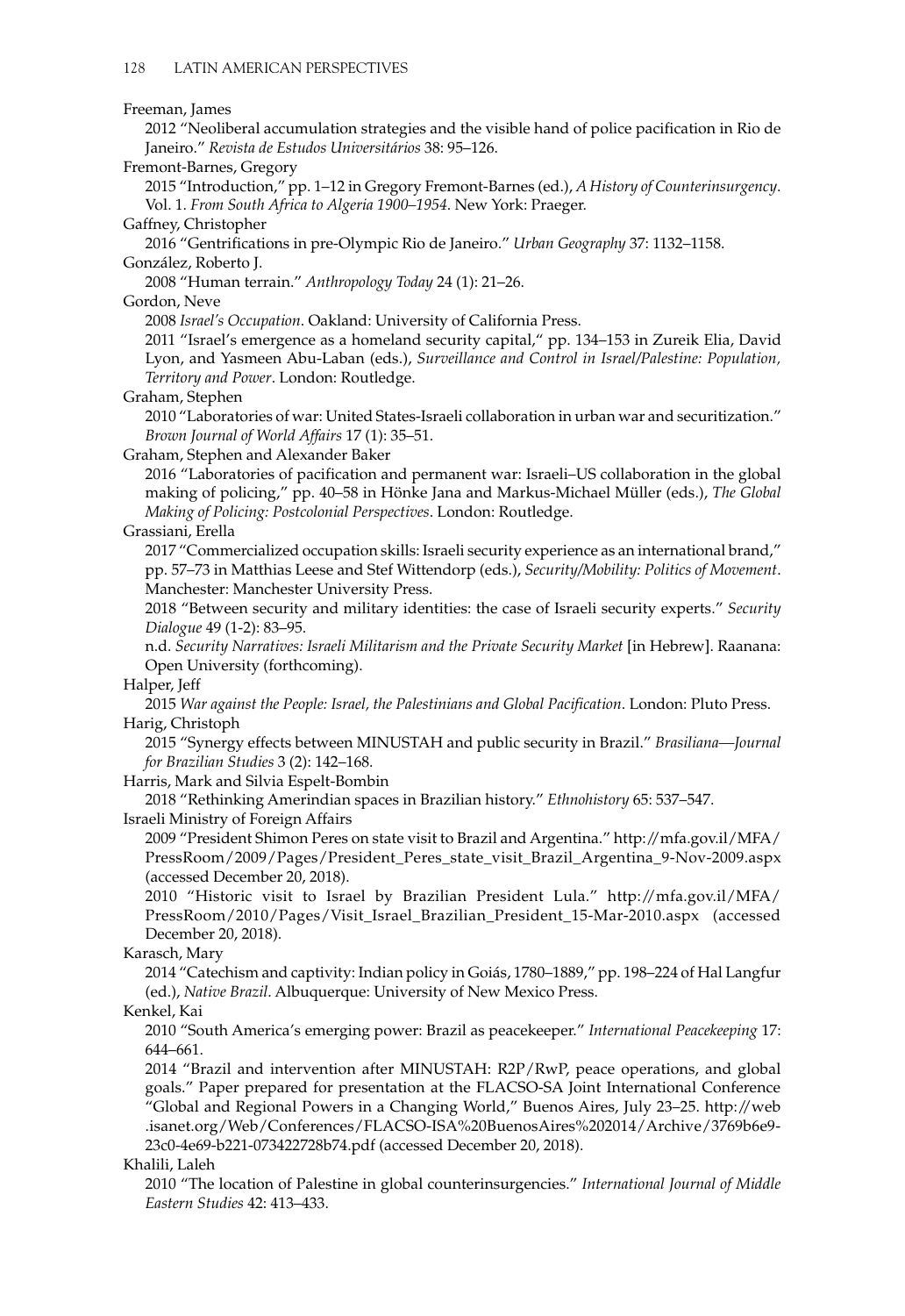Freeman, James

2012 "Neoliberal accumulation strategies and the visible hand of police pacification in Rio de Janeiro." *Revista de Estudos Universitários* 38: 95–126.

Fremont-Barnes, Gregory

2015 "Introduction," pp. 1–12 in Gregory Fremont-Barnes (ed.), *A History of Counterinsurgency*. Vol. 1. *From South Africa to Algeria 1900–1954*. New York: Praeger.

Gaffney, Christopher

2016 "Gentrifications in pre-Olympic Rio de Janeiro." *Urban Geography* 37: 1132–1158.

González, Roberto J.

2008 "Human terrain." *Anthropology Today* 24 (1): 21–26.

Gordon, Neve

2008 *Israel's Occupation*. Oakland: University of California Press.

2011 "Israel's emergence as a homeland security capital," pp. 134–153 in Zureik Elia, David Lyon, and Yasmeen Abu-Laban (eds.), *Surveillance and Control in Israel/Palestine: Population, Territory and Power*. London: Routledge.

Graham, Stephen

2010 "Laboratories of war: United States-Israeli collaboration in urban war and securitization." *Brown Journal of World Affairs* 17 (1): 35–51.

Graham, Stephen and Alexander Baker

2016 "Laboratories of pacification and permanent war: Israeli–US collaboration in the global making of policing," pp. 40–58 in Hönke Jana and Markus-Michael Müller (eds.), *The Global Making of Policing: Postcolonial Perspectives*. London: Routledge.

Grassiani, Erella

2017 "Commercialized occupation skills: Israeli security experience as an international brand," pp. 57–73 in Matthias Leese and Stef Wittendorp (eds.), *Security/Mobility: Politics of Movement*. Manchester: Manchester University Press.

2018 "Between security and military identities: the case of Israeli security experts." *Security Dialogue* 49 (1-2): 83–95.

n.d. *Security Narratives: Israeli Militarism and the Private Security Market* [in Hebrew]. Raanana: Open University (forthcoming).

Halper, Jeff

2015 *War against the People: Israel, the Palestinians and Global Pacification*. London: Pluto Press.

Harig, Christoph

2015 "Synergy effects between MINUSTAH and public security in Brazil." *Brasiliana—Journal for Brazilian Studies* 3 (2): 142–168.

Harris, Mark and Silvia Espelt-Bombin

2018 "Rethinking Amerindian spaces in Brazilian history." *Ethnohistory* 65: 537–547.

Israeli Ministry of Foreign Affairs

2009 "President Shimon Peres on state visit to Brazil and Argentina." http://mfa.gov.il/MFA/PressRoom/2009/Pages/President_Peres_state_visit_Brazil_Argentina_9-Nov-2009.aspx (accessed December 20, 2018).

2010 "Historic visit to Israel by Brazilian President Lula." http://mfa.gov.il/MFA/PressRoom/2010/Pages/Visit_Israel_Brazilian_President_15-Mar-2010.aspx (accessed December 20, 2018).

Karasch, Mary

2014 "Catechism and captivity: Indian policy in Goiás, 1780–1889," pp. 198–224 of Hal Langfur (ed.), *Native Brazil*. Albuquerque: University of New Mexico Press.

Kenkel, Kai

2010 "South America's emerging power: Brazil as peacekeeper." *International Peacekeeping* 17: 644–661.

2014 "Brazil and intervention after MINUSTAH: R2P/RwP, peace operations, and global goals." Paper prepared for presentation at the FLACSO-SA Joint International Conference "Global and Regional Powers in a Changing World," Buenos Aires, July 23–25. http://web.isanet.org/Web/Conferences/FLACSO-ISA%20BuenosAires%202014/Archive/3769b6e9-23c0-4e69-b221-073422728b74.pdf (accessed December 20, 2018).

Khalili, Laleh

2010 "The location of Palestine in global counterinsurgencies." *International Journal of Middle Eastern Studies* 42: 413–433.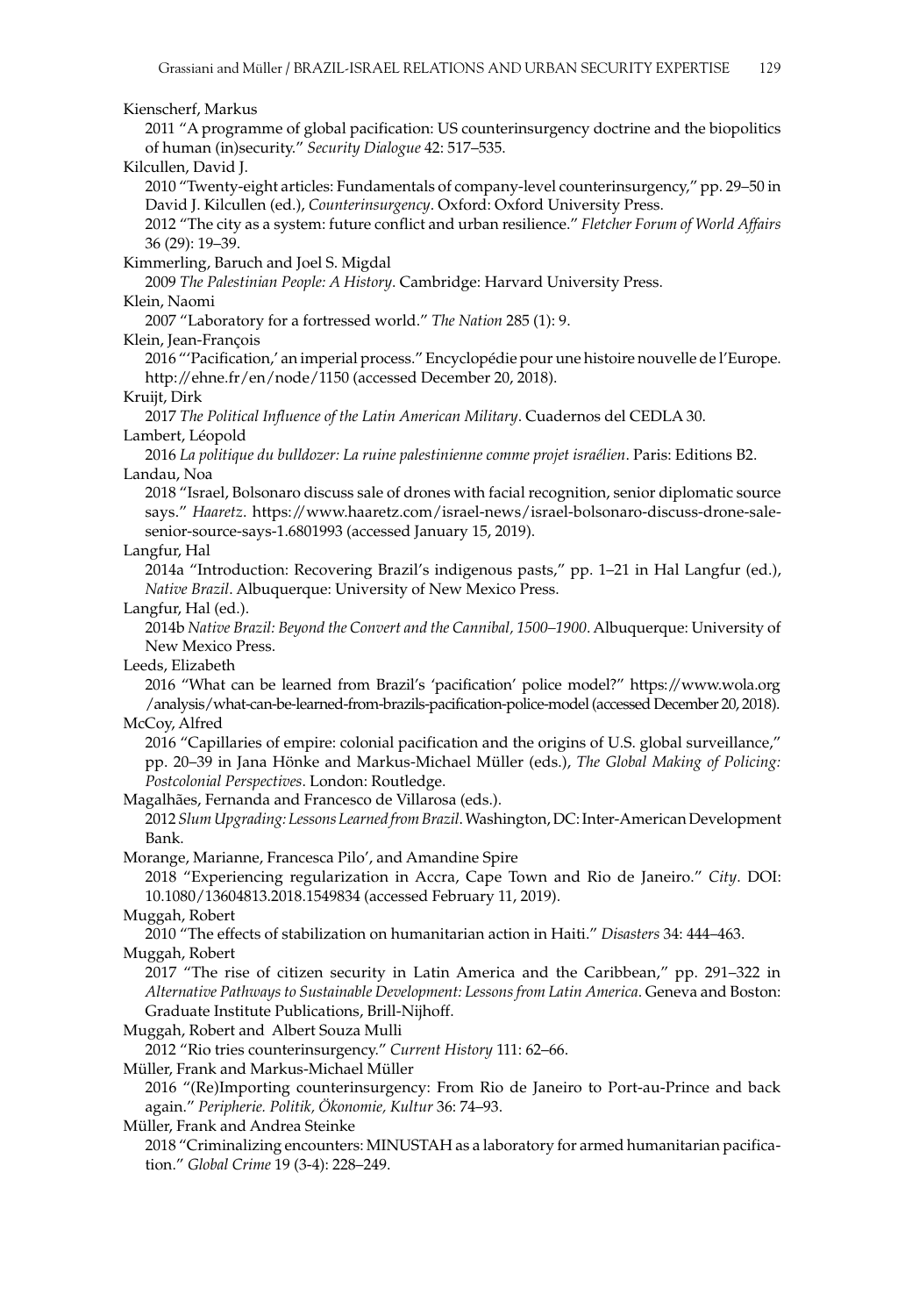Kienscherf, Markus

2011 "A programme of global pacification: US counterinsurgency doctrine and the biopolitics of human (in)security." *Security Dialogue* 42: 517–535.

Kilcullen, David J.

2010 "Twenty-eight articles: Fundamentals of company-level counterinsurgency," pp. 29–50 in David J. Kilcullen (ed.), *Counterinsurgency*. Oxford: Oxford University Press.

2012 "The city as a system: future conflict and urban resilience." *Fletcher Forum of World Affairs* 36 (29): 19–39.

Kimmerling, Baruch and Joel S. Migdal

2009 *The Palestinian People: A History*. Cambridge: Harvard University Press.

Klein, Naomi

2007 "Laboratory for a fortressed world." *The Nation* 285 (1): 9.

Klein, Jean-François

2016 "'Pacification,' an imperial process." Encyclopédie pour une histoire nouvelle de l'Europe. http://ehne.fr/en/node/1150 (accessed December 20, 2018).

Kruijt, Dirk

2017 *The Political Influence of the Latin American Military*. Cuadernos del CEDLA 30.

Lambert, Léopold

2016 *La politique du bulldozer: La ruine palestinienne comme projet israélien*. Paris: Editions B2.

Landau, Noa

2018 "Israel, Bolsonaro discuss sale of drones with facial recognition, senior diplomatic source says." *Haaretz*. https://www.haaretz.com/israel-news/israel-bolsonaro-discuss-drone-sale-senior-source-says-1.6801993 (accessed January 15, 2019).

Langfur, Hal

2014a "Introduction: Recovering Brazil's indigenous pasts," pp. 1–21 in Hal Langfur (ed.), *Native Brazil*. Albuquerque: University of New Mexico Press.

Langfur, Hal (ed.).

2014b *Native Brazil: Beyond the Convert and the Cannibal, 1500–1900*. Albuquerque: University of New Mexico Press.

Leeds, Elizabeth

2016 "What can be learned from Brazil's 'pacification' police model?" https://www.wola.org/analysis/what-can-be-learned-from-brazils-pacification-police-model (accessed December 20, 2018).

McCoy, Alfred

2016 "Capillaries of empire: colonial pacification and the origins of U.S. global surveillance," pp. 20–39 in Jana Hönke and Markus-Michael Müller (eds.), *The Global Making of Policing: Postcolonial Perspectives*. London: Routledge.

Magalhães, Fernanda and Francesco de Villarosa (eds.).

2012 *Slum Upgrading: Lessons Learned from Brazil*. Washington, DC: Inter-American Development Bank.

Morange, Marianne, Francesca Pilo', and Amandine Spire

2018 "Experiencing regularization in Accra, Cape Town and Rio de Janeiro." *City*. DOI: 10.1080/13604813.2018.1549834 (accessed February 11, 2019).

Muggah, Robert

2010 "The effects of stabilization on humanitarian action in Haiti." *Disasters* 34: 444–463.

Muggah, Robert

2017 "The rise of citizen security in Latin America and the Caribbean," pp. 291–322 in *Alternative Pathways to Sustainable Development: Lessons from Latin America*. Geneva and Boston: Graduate Institute Publications, Brill-Nijhoff.

Muggah, Robert and Albert Souza Mulli

2012 "Rio tries counterinsurgency." *Current History* 111: 62–66.

Müller, Frank and Markus-Michael Müller

2016 "(Re)Importing counterinsurgency: From Rio de Janeiro to Port-au-Prince and back again." *Peripherie. Politik, Ökonomie, Kultur* 36: 74–93.

Müller, Frank and Andrea Steinke

2018 "Criminalizing encounters: MINUSTAH as a laboratory for armed humanitarian pacification." *Global Crime* 19 (3-4): 228–249.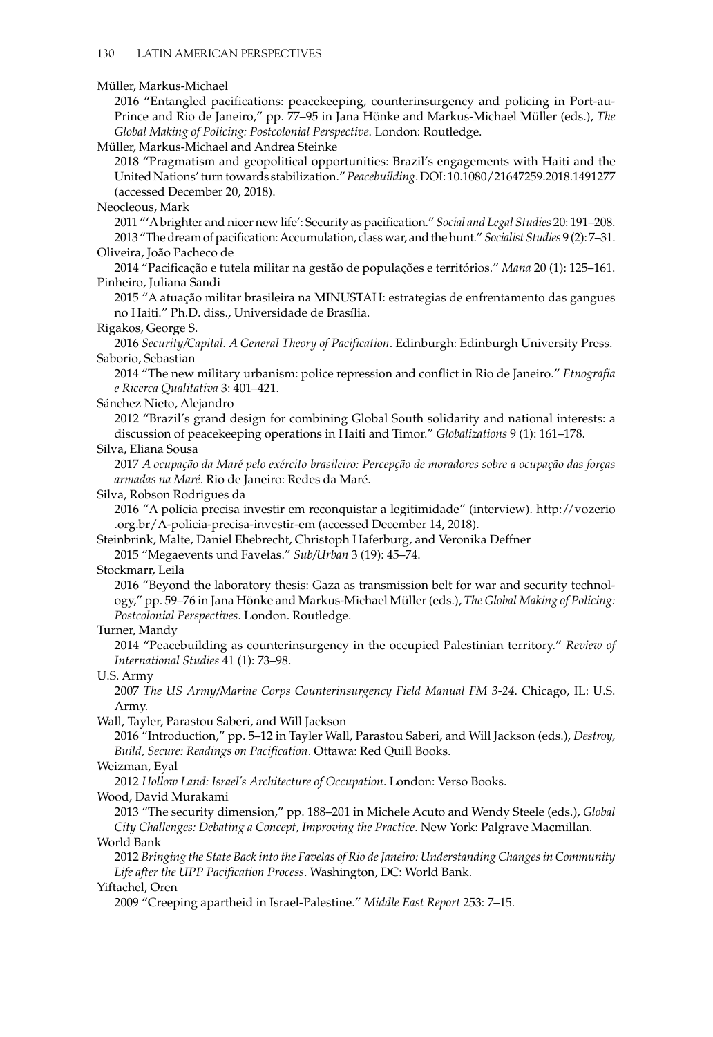Müller, Markus-Michael

2016 "Entangled pacifications: peacekeeping, counterinsurgency and policing in Port-au-Prince and Rio de Janeiro," pp. 77–95 in Jana Hönke and Markus-Michael Müller (eds.), *The Global Making of Policing: Postcolonial Perspective*. London: Routledge.

Müller, Markus-Michael and Andrea Steinke

2018 "Pragmatism and geopolitical opportunities: Brazil's engagements with Haiti and the United Nations' turn towards stabilization." *Peacebuilding*. DOI: 10.1080/21647259.2018.1491277 (accessed December 20, 2018).

Neocleous, Mark

2011 "'A brighter and nicer new life': Security as pacification." *Social and Legal Studies* 20: 191–208.

2013 "The dream of pacification: Accumulation, class war, and the hunt." *Socialist Studies* 9 (2): 7–31.

Oliveira, João Pacheco de

2014 "Pacificação e tutela militar na gestão de populações e territórios." *Mana* 20 (1): 125–161.

Pinheiro, Juliana Sandi

2015 "A atuação militar brasileira na MINUSTAH: estrategias de enfrentamento das gangues no Haiti." Ph.D. diss., Universidade de Brasília.

Rigakos, George S.

2016 *Security/Capital. A General Theory of Pacification*. Edinburgh: Edinburgh University Press.

Saborio, Sebastian

2014 "The new military urbanism: police repression and conflict in Rio de Janeiro." *Etnografia e Ricerca Qualitativa* 3: 401–421.

Sánchez Nieto, Alejandro

2012 "Brazil's grand design for combining Global South solidarity and national interests: a discussion of peacekeeping operations in Haiti and Timor." *Globalizations* 9 (1): 161–178.

Silva, Eliana Sousa

2017 *A ocupação da Maré pelo exército brasileiro: Percepção de moradores sobre a ocupação das forças armadas na Maré*. Rio de Janeiro: Redes da Maré.

Silva, Robson Rodrigues da

2016 "A polícia precisa investir em reconquistar a legitimidade" (interview). http://vozerio.org.br/A-policia-precisa-investir-em (accessed December 14, 2018).

Steinbrink, Malte, Daniel Ehebrecht, Christoph Haferburg, and Veronika Deffner

2015 "Megaevents und Favelas." *Sub/Urban* 3 (19): 45–74.

Stockmarr, Leila

2016 "Beyond the laboratory thesis: Gaza as transmission belt for war and security technology," pp. 59–76 in Jana Hönke and Markus-Michael Müller (eds.), *The Global Making of Policing: Postcolonial Perspectives*. London. Routledge.

Turner, Mandy

2014 "Peacebuilding as counterinsurgency in the occupied Palestinian territory." *Review of International Studies* 41 (1): 73–98.

U.S. Army

2007 *The US Army/Marine Corps Counterinsurgency Field Manual FM 3-24*. Chicago, IL: U.S. Army.

Wall, Tayler, Parastou Saberi, and Will Jackson

2016 "Introduction," pp. 5–12 in Tayler Wall, Parastou Saberi, and Will Jackson (eds.), *Destroy, Build, Secure: Readings on Pacification*. Ottawa: Red Quill Books.

Weizman, Eyal

2012 *Hollow Land: Israel's Architecture of Occupation*. London: Verso Books.

Wood, David Murakami

2013 "The security dimension," pp. 188–201 in Michele Acuto and Wendy Steele (eds.), *Global City Challenges: Debating a Concept, Improving the Practice*. New York: Palgrave Macmillan.

World Bank

2012 *Bringing the State Back into the Favelas of Rio de Janeiro: Understanding Changes in Community Life after the UPP Pacification Process*. Washington, DC: World Bank.

Yiftachel, Oren

2009 "Creeping apartheid in Israel-Palestine." *Middle East Report* 253: 7–15.